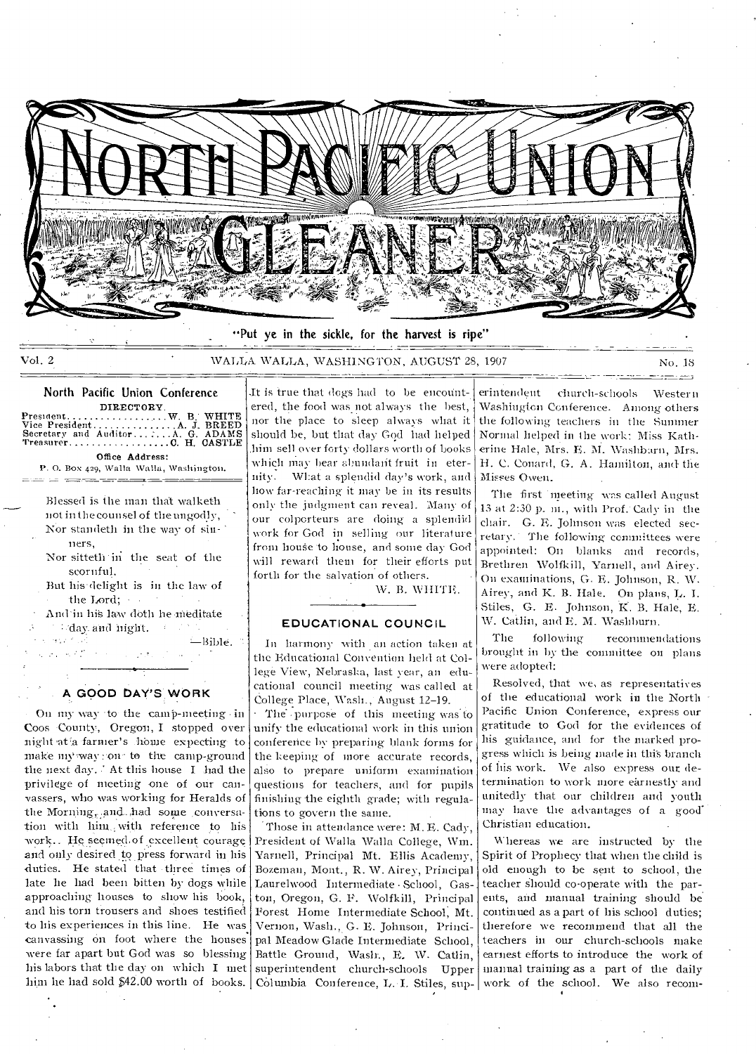# North Pacific Union Gleaner

"Put ye in the sickle, for the harvest is ripe"

Vol. 2 WALLA WALLA, WASHINGTON, AUGUST 28, 1907 No. 18

## North Pacific Union Conference

DIRECTORY.

President.................. W. B. WHITE
Vice President............... A. J. BREED
Secretary and Auditor......... A. G. ADAMS
Treasurer................... C. H. CASTLE

**Office Address:**
P. O. Box 429, Walla Walla, Washington.

Blessed is the man that walketh
not in the counsel of the ungodly,
Nor standeth in the way of sinners,
Nor sitteth in the seat of the scornful.
But his delight is in the law of the Lord;
And in his law doth he meditate day and night.

—Bible.

### A GOOD DAY'S WORK

On my way to the camp-meeting in Coos County, Oregon, I stopped over night at a farmer's home expecting to make my way on to the camp-ground the next day. At this house I had the privilege of meeting one of our canvassers, who was working for Heralds of the Morning, and had some conversation with him with reference to his work. He seemed of excellent courage and only desired to press forward in his duties. He stated that three times of late he had been bitten by dogs while approaching houses to show his book, and his torn trousers and shoes testified to his experiences in this line. He was canvassing on foot where the houses were far apart but God was so blessing his labors that the day on which I met him he had sold $42.00 worth of books. It is true that dogs had to be encountered, the food was not always the best, nor the place to sleep always what it should be, but that day God had helped him sell over forty dollars worth of books which may bear abundant fruit in eternity. What a splendid day's work, and how far-reaching it may be in its results only the judgment can reveal. Many of our colporteurs are doing a splendid work for God in selling our literature from house to house, and some day God will reward them for their efforts put forth for the salvation of others.

W. B. WHITE.

### EDUCATIONAL COUNCIL

In harmony with an action taken at the Educational Convention held at College View, Nebraska, last year, an educational council meeting was called at College Place, Wash., August 12–19.

The purpose of this meeting was to unify the educational work in this union conference by preparing blank forms for the keeping of more accurate records, also to prepare uniform examination questions for teachers, and for pupils finishing the eighth grade; with regulations to govern the same.

Those in attendance were: M. E. Cady, President of Walla Walla College, Wm. Yarnell, Principal Mt. Ellis Academy, Bozeman, Mont., R. W. Airey, Principal Laurelwood Intermediate School, Gaston, Oregon, G. F. Wolfkill, Principal Forest Home Intermediate School, Mt. Vernon, Wash., G. E. Johnson, Principal Meadow Glade Intermediate School, Battle Ground, Wash., E. W. Catlin, superintendent church-schools Upper Columbia Conference, L. I. Stiles, superintendent church-schools Western Washington Conference. Among others the following teachers in the Summer Normal helped in the work: Miss Katherine Hale, Mrs. E. M. Washburn, Mrs. H. C. Conard, G. A. Hamilton, and the Misses Owen.

The first meeting was called August 13 at 2:30 p. m., with Prof. Cady in the chair. G. E. Johnson was elected secretary. The following committees were appointed: On blanks and records, Brethren Wolfkill, Yarnell, and Airey. On examinations, G. E. Johnson, R. W. Airey, and K. B. Hale. On plans, L. I. Stiles, G. E. Johnson, K. B. Hale, E. W. Catlin, and E. M. Washburn.

The following recommendations brought in by the committee on plans were adopted:

Resolved, that we, as representatives of the educational work in the North Pacific Union Conference, express our gratitude to God for the evidences of his guidance, and for the marked progress which is being made in this branch of his work. We also express our determination to work more earnestly and unitedly that our children and youth may have the advantages of a good Christian education.

Whereas we are instructed by the Spirit of Prophecy that when the child is old enough to be sent to school, the teacher should co-operate with the parents, and manual training should be continued as a part of his school duties; therefore we recommend that all the teachers in our church-schools make earnest efforts to introduce the work of manual training as a part of the daily work of the school. We also recom-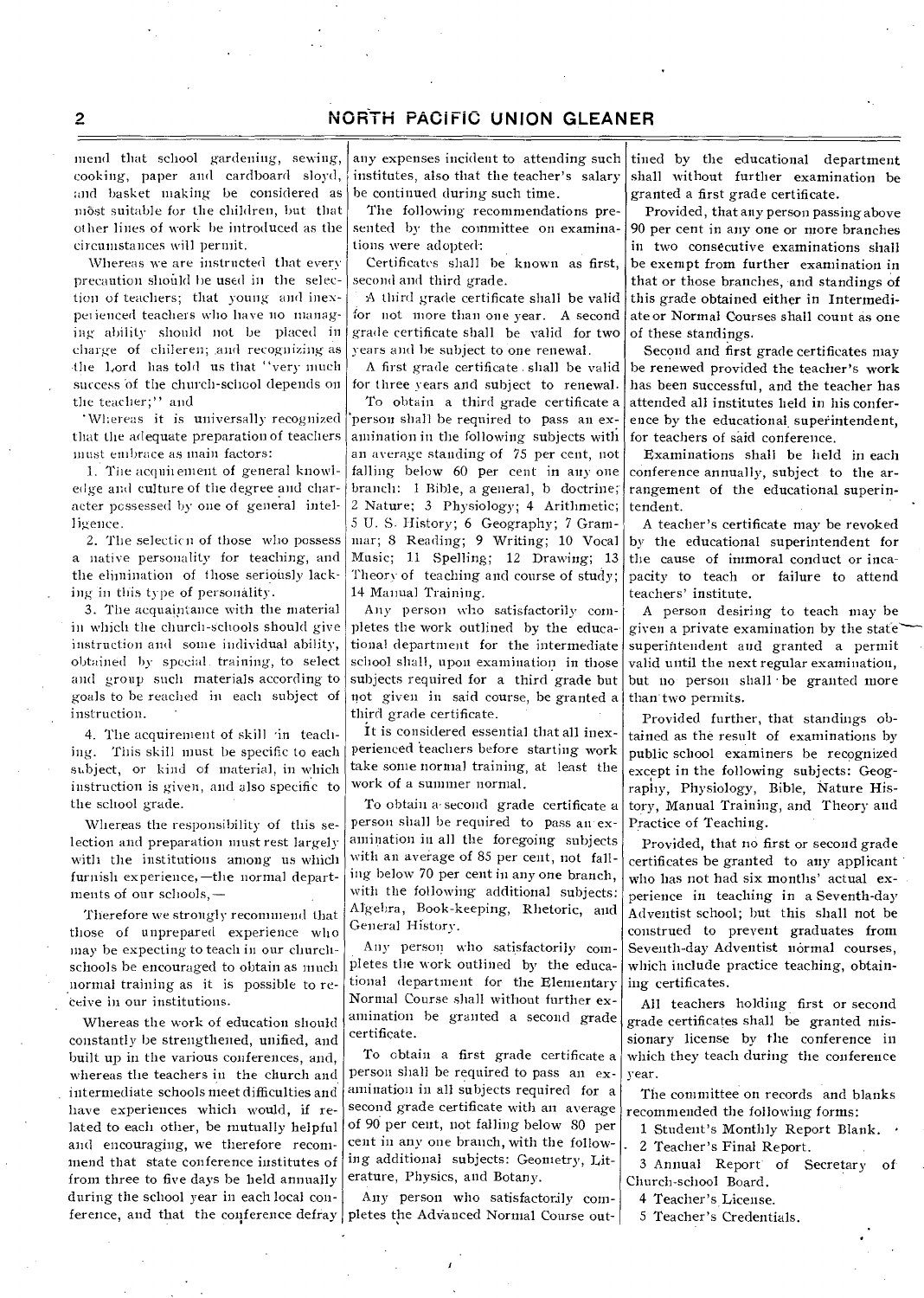mend that school gardening, sewing, cooking, paper and cardboard sloyd, and basket making be considered as most suitable for the children, but that other lines of work be introduced as the circumstances will permit.

Whereas we are instructed that every precaution should be used in the selection of teachers; that young and inexperienced teachers who have no managing ability should not be placed in charge of chileren; and recognizing as the Lord has told us that "very much success of the church-school depends on the teacher;" and

Whereas it is universally recognized that the adequate preparation of teachers must embrace as main factors:

1. The acquirement of general knowledge and culture of the degree and character possessed by one of general intelligence.

2. The selection of those who possess a native personality for teaching, and the elimination of those seriously lacking in this type of personality.

3. The acquaintance with the material in which the church-schools should give instruction and some individual ability, obtained by special training, to select and group such materials according to goals to be reached in each subject of instruction.

4. The acquirement of skill in teaching. This skill must be specific to each subject, or kind of material, in which instruction is given, and also specific to the school grade.

Whereas the responsibility of this selection and preparation must rest largely with the institutions among us which furnish experience,—the normal departments of our schools,—

Therefore we strongly recommend that those of unprepared experience who may be expecting to teach in our church-schools be encouraged to obtain as much normal training as it is possible to receive in our institutions.

Whereas the work of education should constantly be strengthened, unified, and built up in the various conferences, and, whereas the teachers in the church and intermediate schools meet difficulties and have experiences which would, if related to each other, be mutually helpful and encouraging, we therefore recommend that state conference institutes of from three to five days be held annually during the school year in each local conference, and that the conference defray any expenses incident to attending such institutes, also that the teacher's salary be continued during such time.

The following recommendations presented by the committee on examinations were adopted:

Certificates shall be known as first, second and third grade.

A third grade certificate shall be valid for not more than one year. A second grade certificate shall be valid for two years and be subject to one renewal.

A first grade certificate shall be valid for three years and subject to renewal.

To obtain a third grade certificate a person shall be required to pass an examination in the following subjects with an average standing of 75 per cent, not falling below 60 per cent in any one branch: 1 Bible, a general, b doctrine; 2 Nature; 3 Physiology; 4 Arithmetic; 5 U. S. History; 6 Geography; 7 Grammar; 8 Reading; 9 Writing; 10 Vocal Music; 11 Spelling; 12 Drawing; 13 Theory of teaching and course of study; 14 Manual Training.

Any person who satisfactorily completes the work outlined by the educational department for the intermediate school shall, upon examination in those subjects required for a third grade but not given in said course, be granted a third grade certificate.

It is considered essential that all inexperienced teachers before starting work take some normal training, at least the work of a summer normal.

To obtain a second grade certificate a person shall be required to pass an examination in all the foregoing subjects with an average of 85 per cent, not falling below 70 per cent in any one branch, with the following additional subjects: Algebra, Book-keeping, Rhetoric, and General History.

Any person who satisfactorily completes the work outlined by the educational department for the Elementary Normal Course shall without further examination be granted a second grade certificate.

To obtain a first grade certificate a person shall be required to pass an examination in all subjects required for a second grade certificate with an average of 90 per cent, not falling below 80 per cent in any one branch, with the following additional subjects: Geometry, Literature, Physics, and Botany.

Any person who satisfactorily completes the Advanced Normal Course outlined by the educational department shall without further examination be granted a first grade certificate.

Provided, that any person passing above 90 per cent in any one or more branches in two consecutive examinations shall be exempt from further examination in that or those branches, and standings of this grade obtained either in Intermediate or Normal Courses shall count as one of these standings.

Second and first grade certificates may be renewed provided the teacher's work has been successful, and the teacher has attended all institutes held in his conference by the educational superintendent, for teachers of said conference.

Examinations shall be held in each conference annually, subject to the arrangement of the educational superintendent.

A teacher's certificate may be revoked by the educational superintendent for the cause of immoral conduct or incapacity to teach or failure to attend teachers' institute.

A person desiring to teach may be given a private examination by the state superintendent and granted a permit valid until the next regular examination, but no person shall be granted more than two permits.

Provided further, that standings obtained as the result of examinations by public school examiners be recognized except in the following subjects: Geography, Physiology, Bible, Nature History, Manual Training, and Theory and Practice of Teaching.

Provided, that no first or second grade certificates be granted to any applicant who has not had six months' actual experience in teaching in a Seventh-day Adventist school; but this shall not be construed to prevent graduates from Seventh-day Adventist normal courses, which include practice teaching, obtaining certificates.

All teachers holding first or second grade certificates shall be granted missionary license by the conference in which they teach during the conference year.

The committee on records and blanks recommended the following forms:

1 Student's Monthly Report Blank.
2 Teacher's Final Report.
3 Annual Report of Secretary of Church-school Board.
4 Teacher's License.
5 Teacher's Credentials.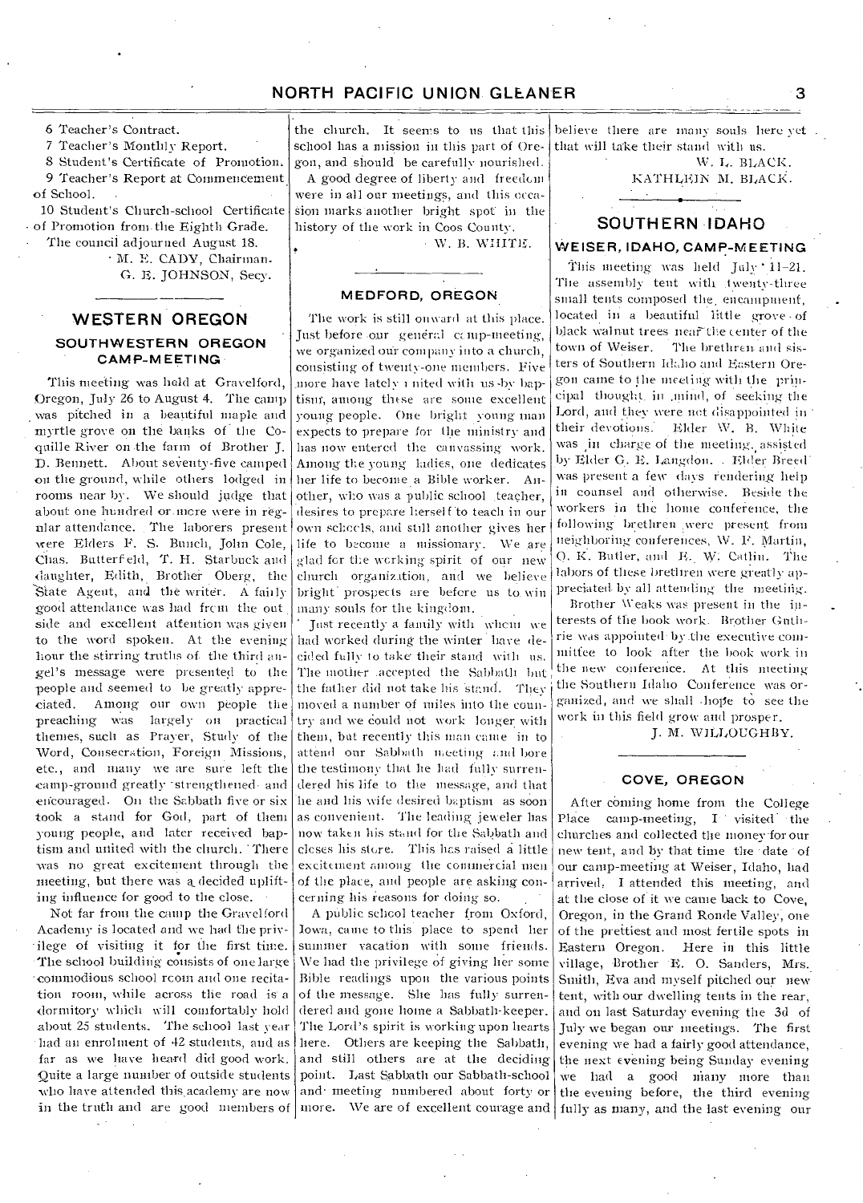6 Teacher's Contract.

7 Teacher's Monthly Report.

8 Student's Certificate of Promotion.

9 Teacher's Report at Commencement of School.

10 Student's Church-school Certificate of Promotion from the Eighth Grade.

The council adjourned August 18.

M. E. CADY, Chairman.
G. E. JOHNSON, Secy.

## WESTERN OREGON

### SOUTHWESTERN OREGON CAMP-MEETING

This meeting was held at Gravelford, Oregon, July 26 to August 4. The camp was pitched in a beautiful maple and myrtle grove on the banks of the Coquille River on the farm of Brother J. D. Bennett. About seventy-five camped on the ground, while others lodged in rooms near by. We should judge that about one hundred or more were in regular attendance. The laborers present were Elders F. S. Bunch, John Cole, Chas. Butterfeld, T. H. Starbuck and daughter, Edith, Brother Oberg, the State Agent, and the writer. A fairly good attendance was had from the outside and excellent attention was given to the word spoken. At the evening hour the stirring truths of the third angel's message were presented to the people and seemed to be greatly appreciated. Among our own people the preaching was largely on practical themes, such as Prayer, Study of the Word, Consecration, Foreign Missions, etc., and many we are sure left the camp-ground greatly strengthened and encouraged. On the Sabbath five or six took a stand for God, part of them young people, and later received baptism and united with the church. There was no great excitement through the meeting, but there was a decided uplifting influence for good to the close.

Not far from the camp the Gravelford Academy is located and we had the privilege of visiting it for the first time. The school building consists of one large commodious school room and one recitation room, while across the road is a dormitory which will comfortably hold about 25 students. The school last year had an enrolment of 42 students, and as far as we have heard did good work. Quite a large number of outside students who have attended this academy are now in the truth and are good members of the church. It seems to us that this school has a mission in this part of Oregon, and should be carefully nourished.

A good degree of liberty and freedom were in all our meetings, and this occasion marks another bright spot in the history of the work in Coos County.

W. B. WHITE.

### MEDFORD, OREGON

The work is still onward at this place. Just before our general camp-meeting, we organized our company into a church, consisting of twenty-one members. Five more have lately united with us by baptism, among these are some excellent young people. One bright young man expects to prepare for the ministry and has now entered the canvassing work. Among the young ladies, one dedicates her life to become a Bible worker. Another, who was a public school teacher, desires to prepare herself to teach in our own schools, and still another gives her life to become a missionary. We are glad for the working spirit of our new church organization, and we believe bright prospects are before us to win many souls for the kingdom.

Just recently a family with whom we had worked during the winter have decided fully to take their stand with us. The mother accepted the Sabbath but the father did not take his stand. They moved a number of miles into the country and we could not work longer with them, but recently this man came in to attend our Sabbath meeting and bore the testimony that he had fully surrendered his life to the message, and that he and his wife desired baptism as soon as convenient. The leading jeweler has now taken his stand for the Sabbath and closes his store. This has raised a little excitement among the commercial men of the place, and people are asking concerning his reasons for doing so.

A public school teacher from Oxford, Iowa, came to this place to spend her summer vacation with some friends. We had the privilege of giving her some Bible readings upon the various points of the message. She has fully surrendered and gone home a Sabbath-keeper. The Lord's spirit is working upon hearts here. Others are keeping the Sabbath, and still others are at the deciding point. Last Sabbath our Sabbath-school and meeting numbered about forty or more. We are of excellent courage and believe there are many souls here yet that will take their stand with us.

W. L. BLACK.
KATHLEEN M. BLACK.

## SOUTHERN IDAHO

### WEISER, IDAHO, CAMP-MEETING

This meeting was held July 11–21. The assembly tent with twenty-three small tents composed the encampment, located in a beautiful little grove of black walnut trees near the center of the town of Weiser. The brethren and sisters of Southern Idaho and Eastern Oregon came to the meeting with the principal thought in mind, of seeking the Lord, and they were not disappointed in their devotions. Elder W. B. White was in charge of the meeting, assisted by Elder G. E. Langdon. Elder Breed was present a few days rendering help in counsel and otherwise. Beside the workers in the home conference, the following brethren were present from neighboring conferences, W. F. Martin, O. K. Butler, and E. W. Catlin. The labors of these brethren were greatly appreciated by all attending the meeting.

Brother Weaks was present in the interests of the book work. Brother Guthrie was appointed by the executive committee to look after the book work in the new conference. At this meeting the Southern Idaho Conference was organized, and we shall hope to see the work in this field grow and prosper.

J. M. WILLOUGHBY.

### COVE, OREGON

After coming home from the College Place camp-meeting, I visited the churches and collected the money for our new tent, and by that time the date of our camp-meeting at Weiser, Idaho, had arrived. I attended this meeting, and at the close of it we came back to Cove, Oregon, in the Grand Ronde Valley, one of the prettiest and most fertile spots in Eastern Oregon. Here in this little village, Brother E. O. Sanders, Mrs. Smith, Eva and myself pitched our new tent, with our dwelling tents in the rear, and on last Saturday evening the 3d of July we began our meetings. The first evening we had a fairly good attendance, the next evening being Sunday evening we had a good many more than the evening before, the third evening fully as many, and the last evening our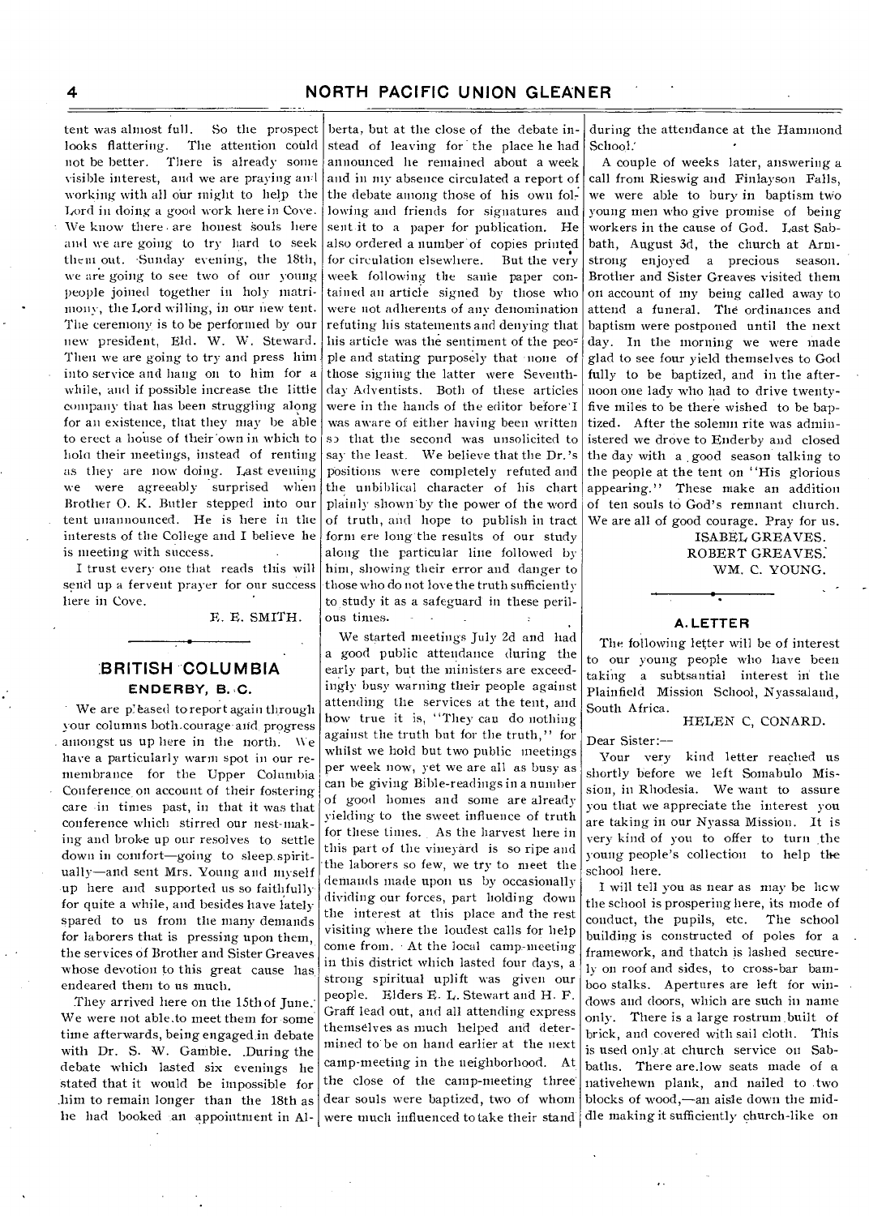tent was almost full. So the prospect looks flattering. The attention could not be better. There is already some visible interest, and we are praying and working with all our might to help the Lord in doing a good work here in Cove. We know there are honest souls here and we are going to try hard to seek them out. Sunday evening, the 18th, we are going to see two of our young people joined together in holy matrimony, the Lord willing, in our new tent. The ceremony is to be performed by our new president, Eld. W. W. Steward. Then we are going to try and press him into service and hang on to him for a while, and if possible increase the little company that has been struggling along for an existence, that they may be able to erect a house of their own in which to hold their meetings, instead of renting as they are now doing. Last evening we were agreeably surprised when Brother O. K. Butler stepped into our tent unannounced. He is here in the interests of the College and I believe he is meeting with success.

I trust every one that reads this will send up a fervent prayer for our success here in Cove.

E. E. SMITH.

## BRITISH COLUMBIA

### ENDERBY, B. C.

We are pleased to report again through your columns both courage and progress amongst us up here in the north. We have a particularly warm spot in our remembrance for the Upper Columbia Conference on account of their fostering care in times past, in that it was that conference which stirred our nest-making and broke up our resolves to settle down in comfort—going to sleep spiritually—and sent Mrs. Young and myself up here and supported us so faithfully for quite a while, and besides have lately spared to us from the many demands for laborers that is pressing upon them, the services of Brother and Sister Greaves whose devotion to this great cause has endeared them to us much.

They arrived here on the 15th of June. We were not able to meet them for some time afterwards, being engaged in debate with Dr. S. W. Gamble. During the debate which lasted six evenings he stated that it would be impossible for him to remain longer than the 18th as he had booked an appointment in Alberta, but at the close of the debate instead of leaving for the place he had announced he remained about a week and in my absence circulated a report of the debate among those of his own following and friends for signatures and sent it to a paper for publication. He also ordered a number of copies printed for circulation elsewhere. But the very week following the same paper contained an article signed by those who were not adherents of any denomination refuting his statements and denying that his article was the sentiment of the people and stating purposely that none of those signing the latter were Seventh-day Adventists. Both of these articles were in the hands of the editor before I was aware of either having been written so that the second was unsolicited to say the least. We believe that the Dr.'s positions were completely refuted and the unbiblical character of his chart plainly shown by the power of the word of truth, and hope to publish in tract form ere long the results of our study along the particular line followed by him, showing their error and danger to those who do not love the truth sufficiently to study it as a safeguard in these perilous times.

We started meetings July 2d and had a good public attendance during the early part, but the ministers are exceedingly busy warning their people against attending the services at the tent, and how true it is, "They can do nothing against the truth but for the truth," for whilst we hold but two public meetings per week now, yet we are all as busy as can be giving Bible-readings in a number of good homes and some are already yielding to the sweet influence of truth for these times. As the harvest here in this part of the vineyard is so ripe and the laborers so few, we try to meet the demands made upon us by occasionally dividing our forces, part holding down the interest at this place and the rest visiting where the loudest calls for help come from. At the local camp-meeting in this district which lasted four days, a strong spiritual uplift was given our people. Elders E. L. Stewart and H. F. Graff lead out, and all attending express themselves as much helped and determined to be on hand earlier at the next camp-meeting in the neighborhood. At the close of the camp-meeting three dear souls were baptized, two of whom were much influenced to take their stand during the attendance at the Hammond School.

A couple of weeks later, answering a call from Rieswig and Finlayson Falls, we were able to bury in baptism two young men who give promise of being workers in the cause of God. Last Sabbath, August 3d, the church at Armstrong enjoyed a precious season. Brother and Sister Greaves visited them on account of my being called away to attend a funeral. The ordinances and baptism were postponed until the next day. In the morning we were made glad to see four yield themselves to God fully to be baptized, and in the afternoon one lady who had to drive twenty-five miles to be there wished to be baptized. After the solemn rite was administered we drove to Enderby and closed the day with a good season talking to the people at the tent on "His glorious appearing." These make an addition of ten souls to God's remnant church. We are all of good courage. Pray for us.

ISABEL GREAVES.
ROBERT GREAVES.
WM. C. YOUNG.

## A LETTER

The following letter will be of interest to our young people who have been taking a subtsantial interest in the Plainfield Mission School, Nyassaland, South Africa.

HELEN C, CONARD.

Dear Sister:—

Your very kind letter reached us shortly before we left Somabulo Mission, in Rhodesia. We want to assure you that we appreciate the interest you are taking in our Nyassa Mission. It is very kind of you to offer to turn the young people's collection to help the school here.

I will tell you as near as may be how the school is prospering here, its mode of conduct, the pupils, etc. The school building is constructed of poles for a framework, and thatch is lashed securely on roof and sides, to cross-bar bamboo stalks. Apertures are left for windows and doors, which are such in name only. There is a large rostrum built of brick, and covered with sail cloth. This is used only at church service on Sabbaths. There are low seats made of a nativehewn plank, and nailed to two blocks of wood,—an aisle down the middle making it sufficiently church-like on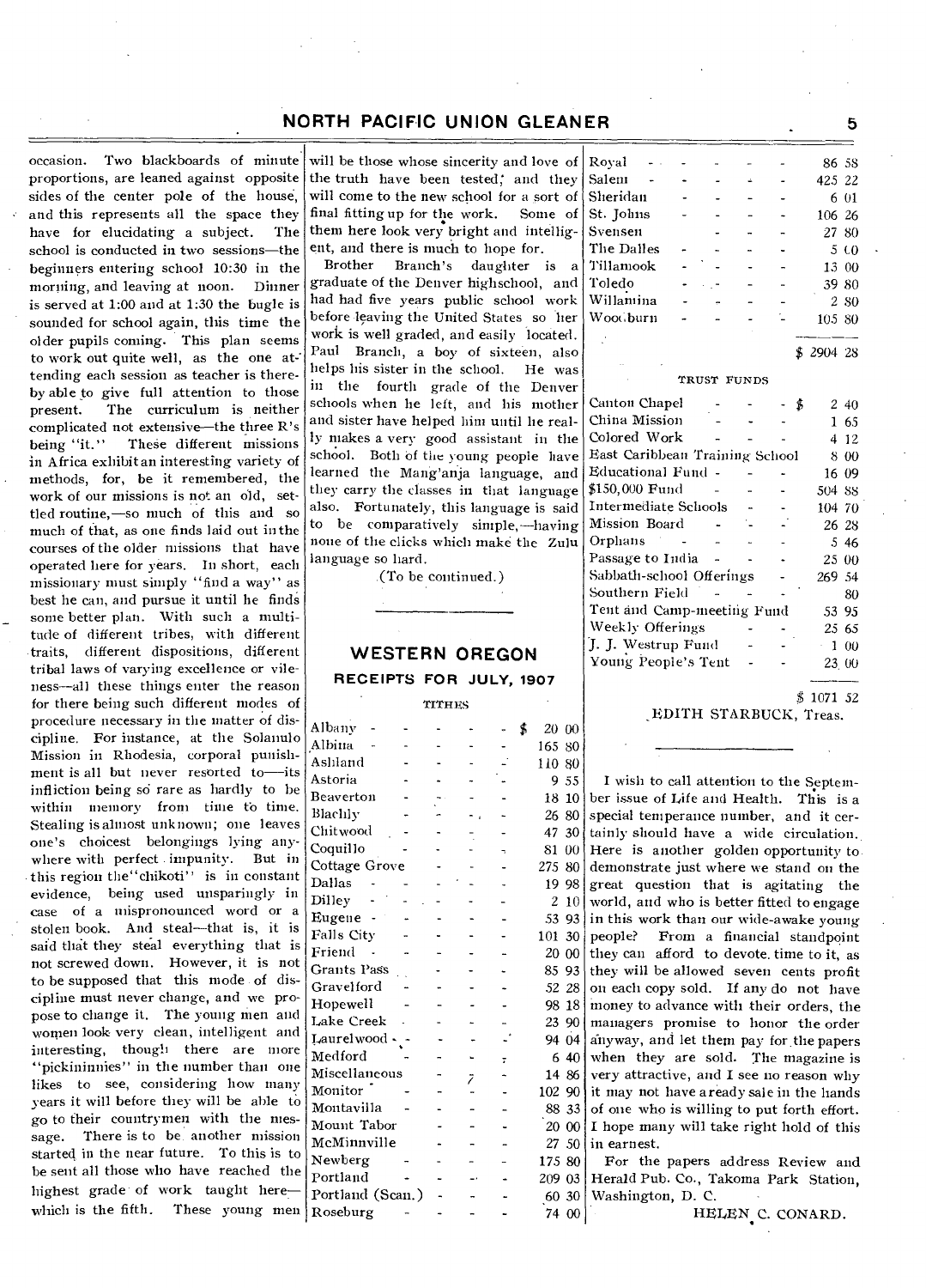occasion. Two blackboards of minute proportions, are leaned against opposite sides of the center pole of the house, and this represents all the space they have for elucidating a subject. The school is conducted in two sessions—the beginners entering school 10:30 in the morning, and leaving at noon. Dinner is served at 1:00 and at 1:30 the bugle is sounded for school again, this time the older pupils coming. This plan seems to work out quite well, as the one attending each session as teacher is thereby able to give full attention to those present. The curriculum is neither complicated not extensive—the three R's being "it." These different missions in Africa exhibit an interesting variety of methods, for, be it remembered, the work of our missions is not an old, settled routine,—so much of this and so much of that, as one finds laid out in the courses of the older missions that have operated here for years. In short, each missionary must simply "find a way" as best he can, and pursue it until he finds some better plan. With such a multitude of different tribes, with different traits, different dispositions, different tribal laws of varying excellence or vileness—all these things enter the reason for there being such different modes of procedure necessary in the matter of discipline. For instance, at the Solanulo Mission in Rhodesia, corporal punishment is all but never resorted to—its infliction being so rare as hardly to be within memory from time to time. Stealing is almost unknown; one leaves one's choicest belongings lying anywhere with perfect impunity. But in this region the "chikoti" is in constant evidence, being used unsparingly in case of a mispronounced word or a stolen book. And steal—that is, it is said that they steal everything that is not screwed down. However, it is not to be supposed that this mode of discipline must never change, and we propose to change it. The young men and women look very clean, intelligent and interesting, though there are more "pickininnies" in the number than one likes to see, considering how many years it will before they will be able to go to their countrymen with the message. There is to be another mission started in the near future. To this is to be sent all those who have reached the highest grade of work taught here—which is the fifth. These young men will be those whose sincerity and love of the truth have been tested; and they will come to the new school for a sort of final fitting up for the work. Some of them here look very bright and intelligent, and there is much to hope for.

Brother Branch's daughter is a graduate of the Denver highschool, and had had five years public school work before leaving the United States so her work is well graded, and easily located. Paul Branch, a boy of sixteen, also helps his sister in the school. He was in the fourth grade of the Denver schools when he left, and his mother and sister have helped him until he really makes a very good assistant in the school. Both of the young people have learned the Mang'anja language, and they carry the classes in that language also. Fortunately, this language is said to be comparatively simple,—having none of the clicks which make the Zulu language so hard.

(To be continued.)

## WESTERN OREGON

### RECEIPTS FOR JULY, 1907

**TITHES**

| | |
|---|---|
| Albany | $ 20 00 |
| Albina | 165 80 |
| Ashland | 110 80 |
| Astoria | 9 55 |
| Beaverton | 18 10 |
| Blachly | 26 80 |
| Chitwood | 47 30 |
| Coquillo | 81 00 |
| Cottage Grove | 275 80 |
| Dallas | 19 98 |
| Dilley | 2 10 |
| Eugene | 53 93 |
| Falls City | 101 30 |
| Friend | 20 00 |
| Grants Pass | 85 93 |
| Gravelford | 52 28 |
| Hopewell | 98 18 |
| Lake Creek | 23 90 |
| Laurelwood | 94 04 |
| Medford | 6 40 |
| Miscellaneous | 14 86 |
| Monitor | 102 90 |
| Montavilla | 88 33 |
| Mount Tabor | 20 00 |
| McMinnville | 27 50 |
| Newberg | 175 80 |
| Portland | 209 03 |
| Portland (Scan.) | 60 30 |
| Roseburg | 74 00 |
| Royal | 86 58 |
| Salem | 425 22 |
| Sheridan | 6 01 |
| St. Johns | 106 26 |
| Svensen | 27 80 |
| The Dalles | 5 00 |
| Tillamook | 13 00 |
| Toledo | 39 80 |
| Willamina | 2 80 |
| Woodburn | 105 80 |
| | $ 2904 28 |

**TRUST FUNDS**

| | |
|---|---|
| Canton Chapel | $ 2 40 |
| China Mission | 1 65 |
| Colored Work | 4 12 |
| East Caribbean Training School | 8 00 |
| Educational Fund | 16 09 |
| $150,000 Fund | 504 88 |
| Intermediate Schools | 104 70 |
| Mission Board | 26 28 |
| Orphans | 5 46 |
| Passage to India | 25 00 |
| Sabbath-school Offerings | 269 54 |
| Southern Field | 80 |
| Tent and Camp-meeting Fund | 53 95 |
| Weekly Offerings | 25 65 |
| J. J. Westrup Fund | 1 00 |
| Young People's Tent | 23 00 |
| | $ 1071 52 |

EDITH STARBUCK, Treas.

---

I wish to call attention to the September issue of Life and Health. This is a special temperance number, and it certainly should have a wide circulation. Here is another golden opportunity to demonstrate just where we stand on the great question that is agitating the world, and who is better fitted to engage in this work than our wide-awake young people? From a financial standpoint they can afford to devote time to it, as they will be allowed seven cents profit on each copy sold. If any do not have money to advance with their orders, the managers promise to honor the order anyway, and let them pay for the papers when they are sold. The magazine is very attractive, and I see no reason why it may not have a ready sale in the hands of one who is willing to put forth effort. I hope many will take right hold of this in earnest.

For the papers address Review and Herald Pub. Co., Takoma Park Station, Washington, D. C.

HELEN C. CONARD.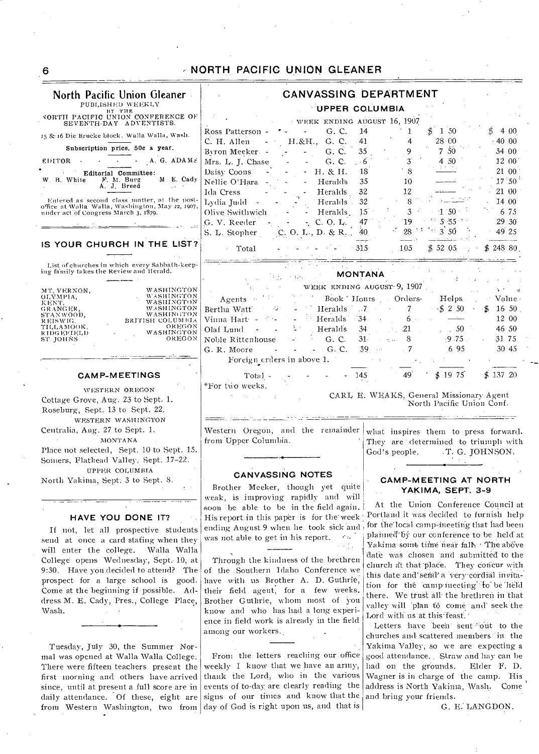## North Pacific Union Gleaner

PUBLISHED WEEKLY BY THE NORTH PACIFIC UNION CONFERENCE OF SEVENTH-DAY ADVENTISTS.

15 & 16 Die Brucke block. Walla Walla, Wash.

Subscription price, 50c a year.

EDITOR - - - - A. G. ADAMS

Editorial Committee:
W. B. White F. M. Burg M. E. Cady
A. J. Breed

Entered as second class matter, at the post-office at Walla Walla, Washington, May 22, 1907, under act of Congress March 3, 1879.

### IS YOUR CHURCH IN THE LIST?

List of churches in which every Sabbath-keeping family takes the Review and Herald.

| | |
|---|---|
| MT. VERNON, | WASHINGTON |
| OLYMPIA, | WASHINGTON |
| KENT, | WASHINGTON |
| GRANGER, | WASHINGTON |
| STANWOOD, | WASHINGTON |
| REISWIG, | BRITISH COLUMBIA |
| TILLAMOOK, | OREGON |
| RIDGEFIELD | WASHINGTON |
| ST. JOHNS | OREGON |

### CAMP-MEETINGS

WESTERN OREGON

Cottage Grove, Aug. 23 to Sept. 1.
Roseburg, Sept. 13 to Sept. 22.

WESTERN WASHINGTON

Centralia, Aug. 27 to Sept. 1.

MONTANA

Place not selected, Sept. 10 to Sept. 15.
Somers, Flathead Valley, Sept. 17–22.

UPPER COLUMBIA

North Yakima, Sept. 3 to Sept. 8.

### HAVE YOU DONE IT?

If not, let all prospective students send at once a card stating when they will enter the college. Walla Walla College opens Wednesday, Sept. 10, at 9:30. Have you decided to attend? The prospect for a large school is good. Come at the beginning if possible. Address M. E. Cady, Pres., College Place, Wash.

Tuesday, July 30, the Summer Normal was opened at Walla Walla College. There were fifteen teachers present the first morning and others have arrived since, until at present a full score are in daily attendance. Of these, eight are from Western Washington, two from Western Oregon, and the remainder from Upper Columbia.

## CANVASSING DEPARTMENT

### UPPER COLUMBIA

WEEK ENDING AUGUST 16, 1907

| | | | | | |
|---|---|---|---|---|---|
| Ross Patterson | G. C. | 14 | 1 | $ 1 50 | $ 4 00 |
| C. H. Allen | H.&H., G. C. | 41 | 4 | 28 00 | 40 00 |
| Byron Meeker | G. C. | 35 | 9 | 7 50 | 34 00 |
| Mrs. L. J. Chase | G. C. | 6 | 3 | 4 50 | 12 00 |
| Daisy Coons | H. & H. | 18 | 8 | —— | 21 00 |
| Nellie O'Hara | Heralds | 35 | 10 | —— | 17 50 |
| Ida Cress | Heralds | 32 | 12 | —— | 21 00 |
| Lydia Judd | Heralds | 32 | 8 | —— | 14 00 |
| Olive Swithwich | Heralds | 15 | 3 | 1 50 | 6 75 |
| G. V. Reeder | C. O. L. | 47 | 19 | 5 55 | 29 30 |
| S. L. Stopher | C. O. L., D. & R. | 40 | 28 | 3 50 | 49 25 |
| Total | | 315 | 105 | $ 52 05 | $ 248 80 |

### MONTANA

WEEK ENDING AUGUST 9, 1907

| Agents | Book | Hours | Orders | Helps | Value |
|---|---|---|---|---|---|
| Bertha Watt | Heralds | *7 | 7 | $ 2 50 | $ 16 50 |
| Vinna Hart | Heralds | 34 | 6 | —— | 12 00 |
| Olaf Lund | Heralds | 34 | 21 | 50 | 46 50 |
| Noble Rittenhouse | G. C. | 31 | 8 | 9 75 | 31 75 |
| G. R. Moore | G. C. | 39 | 7 | 6 95 | 30 45 |
| Foreign orders in above 1. | | | | | |
| Total | | 145 | 49 | $ 19 75 | $ 137 20 |

*For two weeks.

CARL E. WEAKS, General Missionary Agent
North Pacific Union Conf.

### CANVASSING NOTES

Brother Meeker, though yet quite weak, is improving rapidly and will soon be able to be in the field again. His report in this paper is for the week ending August 9 when he took sick and was not able to get in his report.

Through the kindness of the brethren of the Southern Idaho Conference we have with us Brother A. D. Guthrie, their field agent, for a few weeks. Brother Guthrie, whom most of you know and who has had a long experience in field work is already in the field among our workers.

From the letters reaching our office weekly I know that we have an army, thank the Lord, who in the various events of to-day are clearly reading the signs of our times and know that the day of God is right upon us, and that is what inspires them to press forward. They are determined to triumph with God's people. T. G. JOHNSON.

### CAMP-MEETING AT NORTH YAKIMA, SEPT. 3-9

At the Union Conference Council at Portland it was decided to furnish help for the local camp-meeting that had been planned by our conference to be held at Yakima some time near fall. The above date was chosen and submitted to the church at that place. They concur with this date and send a very cordial invitation for the camp-meeting to be held there. We trust all the brethren in that valley will plan to come and seek the Lord with us at this feast.

Letters have been sent out to the churches and scattered members in the Yakima Valley, so we are expecting a good attendance. Straw and hay can be had on the grounds. Elder F. D. Wagner is in charge of the camp. His address is North Yakima, Wash. Come and bring your friends.

G. E. LANGDON.